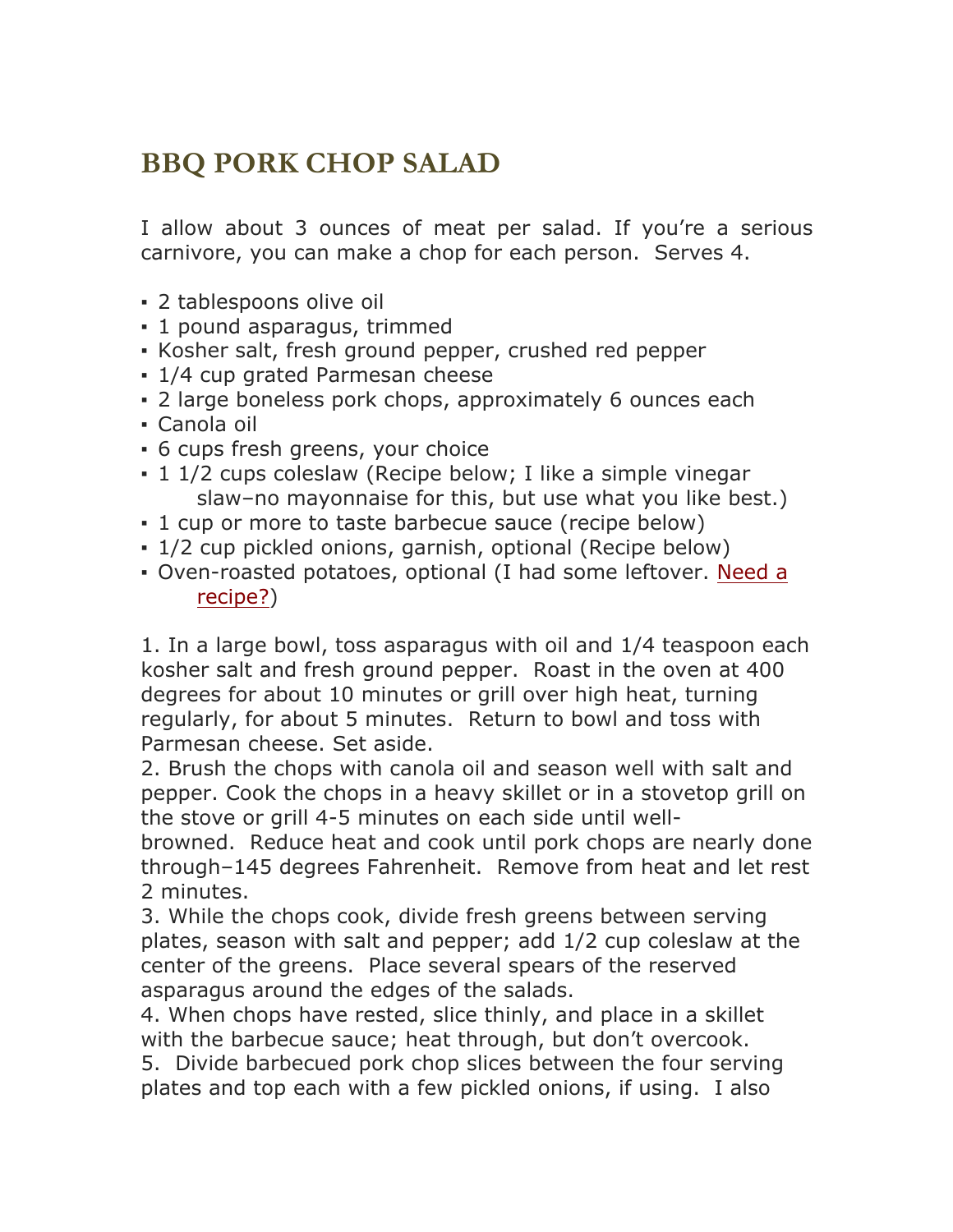# BBQ PORK CHOP SALAD

I allow about 3 ounces of meat per salad. If you're a serious carnivore, you can make a chop for each person. Serves 4.

- 2 tablespoons olive oil
- 1 pound asparagus, trimmed
- Kosher salt, fresh ground pepper, crushed red pepper
- 1/4 cup grated Parmesan cheese
- 2 large boneless pork chops, approximately 6 ounces each
- Canola oil
- 6 cups fresh greens, your choice
- 1 1/2 cups coleslaw (Recipe below; I like a simple vinegar slaw–no mayonnaise for this, but use what you like best.)
- 1 cup or more to taste barbecue sauce (recipe below)
- 1/2 cup pickled onions, garnish, optional (Recipe below)
- Oven-roasted potatoes, optional (I had some leftover. Need a recipe?)

1. In a large bowl, toss asparagus with oil and 1/4 teaspoon each kosher salt and fresh ground pepper. Roast in the oven at 400 degrees for about 10 minutes or grill over high heat, turning regularly, for about 5 minutes. Return to bowl and toss with Parmesan cheese. Set aside.
2. Brush the chops with canola oil and season well with salt and pepper. Cook the chops in a heavy skillet or in a stovetop grill on the stove or grill 4-5 minutes on each side until well-browned. Reduce heat and cook until pork chops are nearly done through–145 degrees Fahrenheit. Remove from heat and let rest 2 minutes.
3. While the chops cook, divide fresh greens between serving plates, season with salt and pepper; add 1/2 cup coleslaw at the center of the greens. Place several spears of the reserved asparagus around the edges of the salads.
4. When chops have rested, slice thinly, and place in a skillet with the barbecue sauce; heat through, but don't overcook.
5. Divide barbecued pork chop slices between the four serving plates and top each with a few pickled onions, if using. I also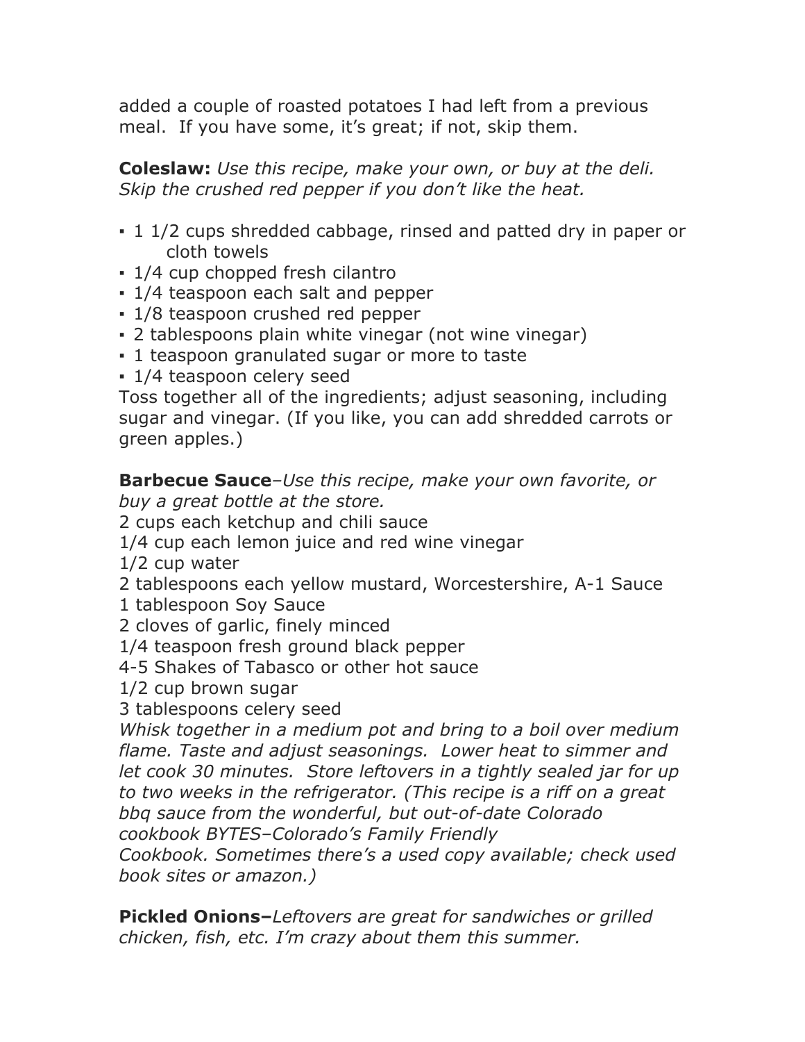added a couple of roasted potatoes I had left from a previous meal. If you have some, it's great; if not, skip them.

**Coleslaw:** *Use this recipe, make your own, or buy at the deli. Skip the crushed red pepper if you don't like the heat.*

- 1 1/2 cups shredded cabbage, rinsed and patted dry in paper or cloth towels
- 1/4 cup chopped fresh cilantro
- 1/4 teaspoon each salt and pepper
- 1/8 teaspoon crushed red pepper
- 2 tablespoons plain white vinegar (not wine vinegar)
- 1 teaspoon granulated sugar or more to taste
- 1/4 teaspoon celery seed

Toss together all of the ingredients; adjust seasoning, including sugar and vinegar. (If you like, you can add shredded carrots or green apples.)

**Barbecue Sauce**–*Use this recipe, make your own favorite, or buy a great bottle at the store.*

2 cups each ketchup and chili sauce
1/4 cup each lemon juice and red wine vinegar
1/2 cup water
2 tablespoons each yellow mustard, Worcestershire, A-1 Sauce
1 tablespoon Soy Sauce
2 cloves of garlic, finely minced
1/4 teaspoon fresh ground black pepper
4-5 Shakes of Tabasco or other hot sauce
1/2 cup brown sugar
3 tablespoons celery seed

*Whisk together in a medium pot and bring to a boil over medium flame. Taste and adjust seasonings. Lower heat to simmer and let cook 30 minutes. Store leftovers in a tightly sealed jar for up to two weeks in the refrigerator. (This recipe is a riff on a great bbq sauce from the wonderful, but out-of-date Colorado cookbook BYTES–Colorado's Family Friendly Cookbook. Sometimes there's a used copy available; check used book sites or amazon.)*

**Pickled Onions–***Leftovers are great for sandwiches or grilled chicken, fish, etc. I'm crazy about them this summer.*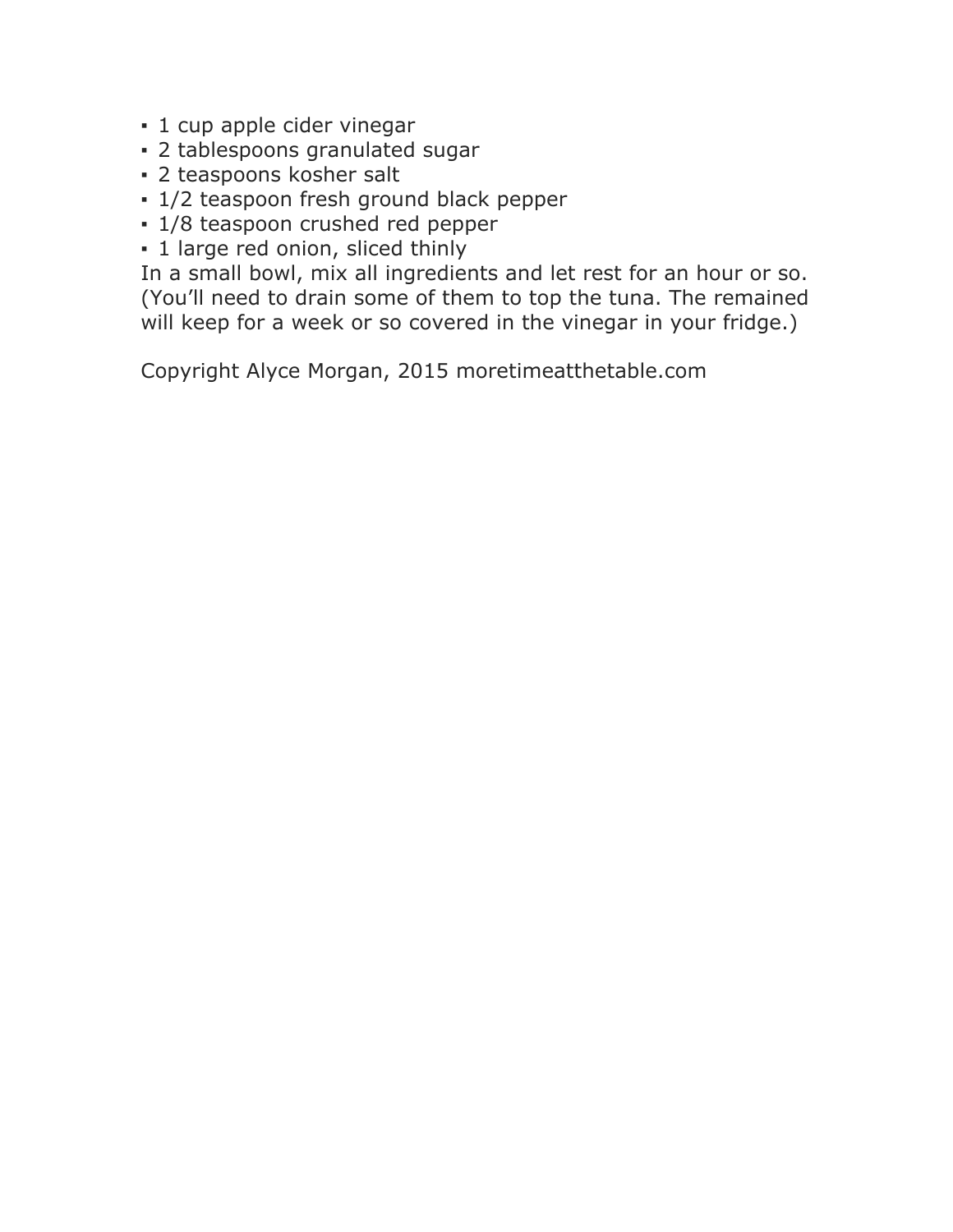- 1 cup apple cider vinegar
- 2 tablespoons granulated sugar
- 2 teaspoons kosher salt
- 1/2 teaspoon fresh ground black pepper
- 1/8 teaspoon crushed red pepper
- 1 large red onion, sliced thinly

In a small bowl, mix all ingredients and let rest for an hour or so. (You'll need to drain some of them to top the tuna. The remained will keep for a week or so covered in the vinegar in your fridge.)

Copyright Alyce Morgan, 2015 moretimeatthetable.com